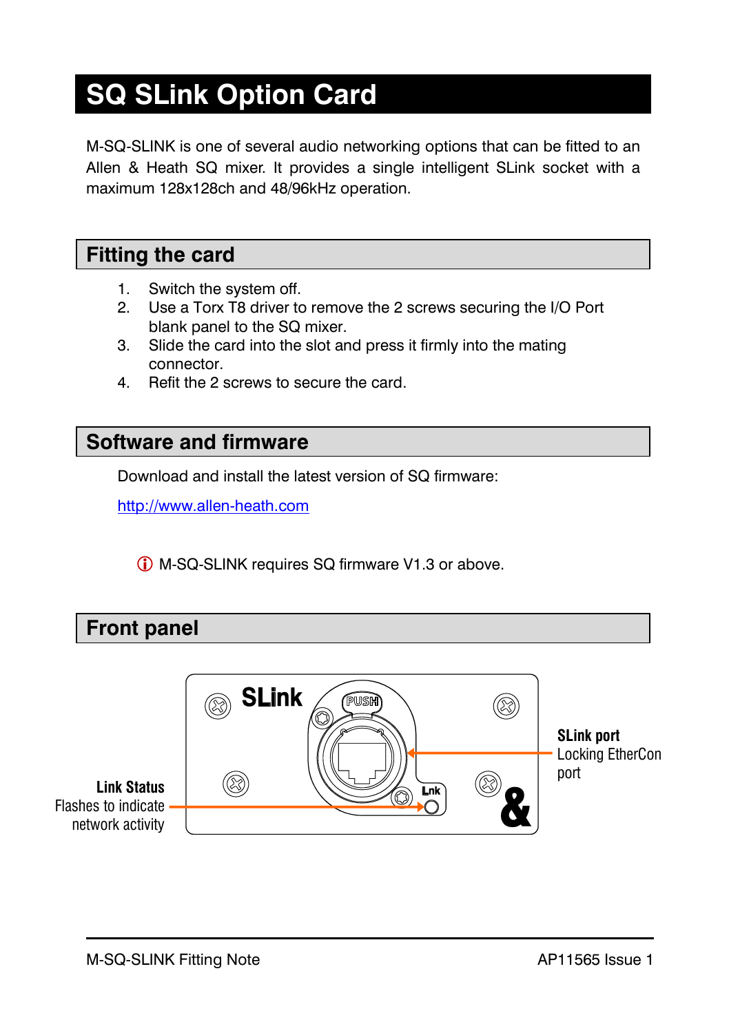# SQ SLink Option Card

M-SQ-SLINK is one of several audio networking options that can be fitted to an Allen & Heath SQ mixer. It provides a single intelligent SLink socket with a maximum 128x128ch and 48/96kHz operation.

## Fitting the card

1. Switch the system off.
2. Use a Torx T8 driver to remove the 2 screws securing the I/O Port blank panel to the SQ mixer.
3. Slide the card into the slot and press it firmly into the mating connector.
4. Refit the 2 screws to secure the card.

## Software and firmware

Download and install the latest version of SQ firmware:

http://www.allen-heath.com

ⓘ M-SQ-SLINK requires SQ firmware V1.3 or above.

## Front panel

**SLink port**
Locking EtherCon port

**Link Status**
Flashes to indicate network activity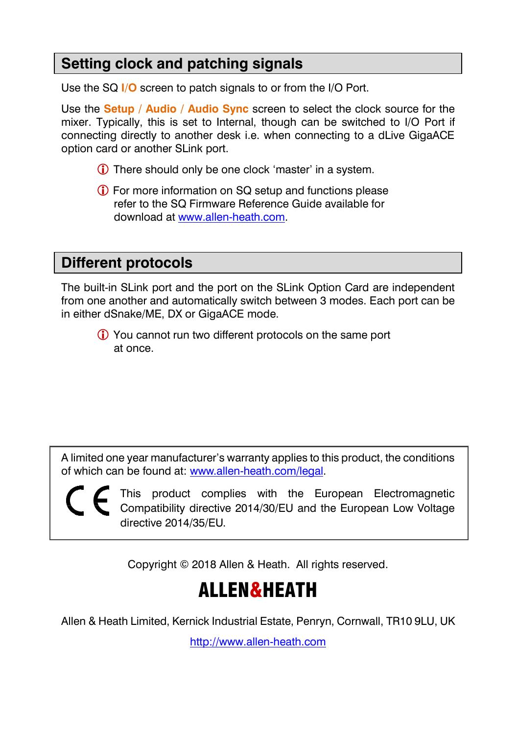## Setting clock and patching signals

Use the SQ **I/O** screen to patch signals to or from the I/O Port.

Use the **Setup** / **Audio** / **Audio Sync** screen to select the clock source for the mixer. Typically, this is set to Internal, though can be switched to I/O Port if connecting directly to another desk i.e. when connecting to a dLive GigaACE option card or another SLink port.

ⓘ There should only be one clock ‘master’ in a system.

ⓘ For more information on SQ setup and functions please refer to the SQ Firmware Reference Guide available for download at www.allen-heath.com.

## Different protocols

The built-in SLink port and the port on the SLink Option Card are independent from one another and automatically switch between 3 modes. Each port can be in either dSnake/ME, DX or GigaACE mode.

ⓘ You cannot run two different protocols on the same port at once.

A limited one year manufacturer’s warranty applies to this product, the conditions of which can be found at: www.allen-heath.com/legal.

CE This product complies with the European Electromagnetic Compatibility directive 2014/30/EU and the European Low Voltage directive 2014/35/EU.

Copyright © 2018 Allen & Heath. All rights reserved.

**ALLEN&HEATH**

Allen & Heath Limited, Kernick Industrial Estate, Penryn, Cornwall, TR10 9LU, UK

http://www.allen-heath.com